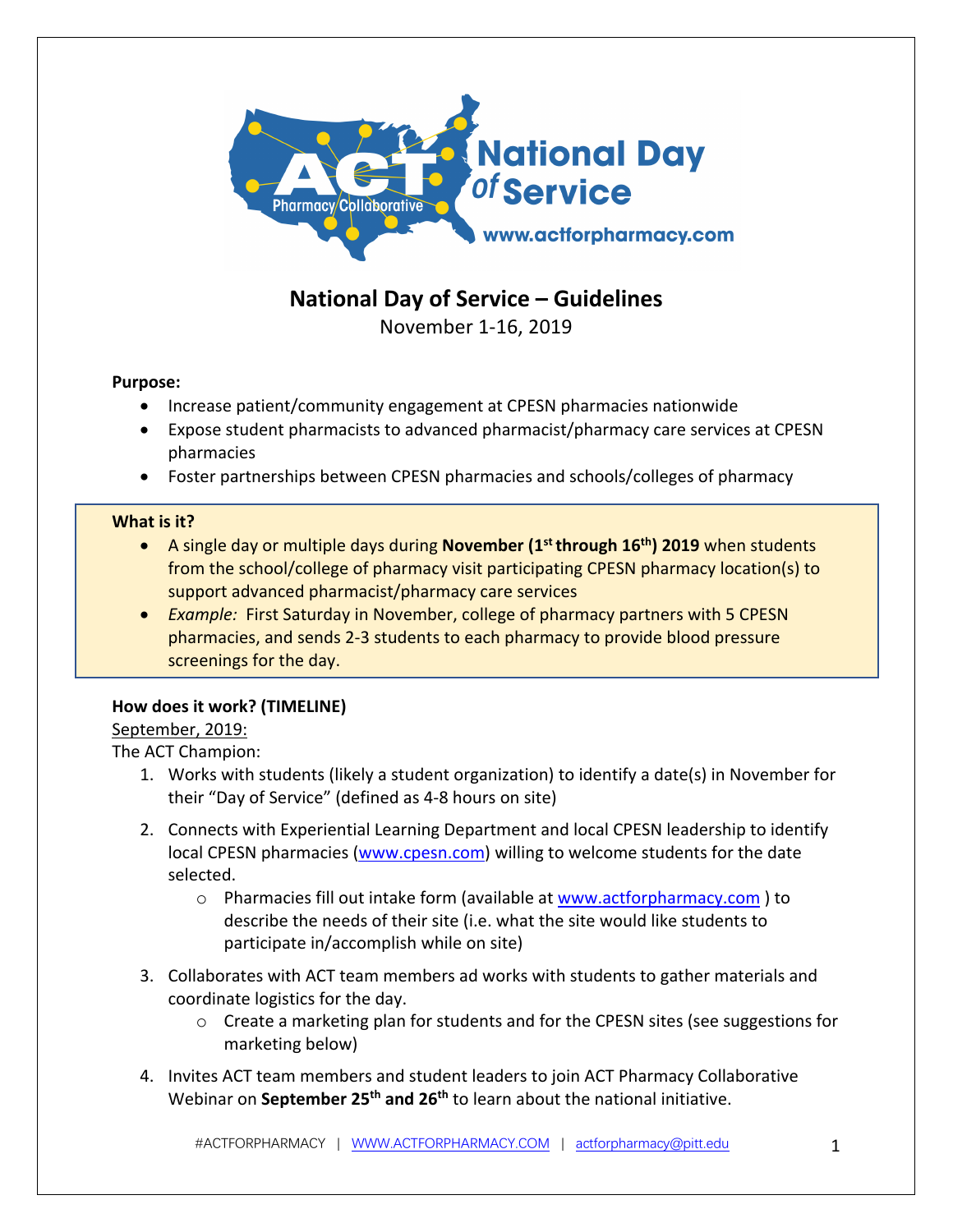# National Day of Service – Guidelines

November 1-16, 2019

**Purpose:**

- Increase patient/community engagement at CPESN pharmacies nationwide
- Expose student pharmacists to advanced pharmacist/pharmacy care services at CPESN pharmacies
- Foster partnerships between CPESN pharmacies and schools/colleges of pharmacy

**What is it?**

- A single day or multiple days during **November (1st through 16th) 2019** when students from the school/college of pharmacy visit participating CPESN pharmacy location(s) to support advanced pharmacist/pharmacy care services
- *Example:* First Saturday in November, college of pharmacy partners with 5 CPESN pharmacies, and sends 2-3 students to each pharmacy to provide blood pressure screenings for the day.

**How does it work? (TIMELINE)**

September, 2019:

The ACT Champion:

1. Works with students (likely a student organization) to identify a date(s) in November for their "Day of Service" (defined as 4-8 hours on site)
2. Connects with Experiential Learning Department and local CPESN leadership to identify local CPESN pharmacies (www.cpesn.com) willing to welcome students for the date selected.
   - Pharmacies fill out intake form (available at www.actforpharmacy.com ) to describe the needs of their site (i.e. what the site would like students to participate in/accomplish while on site)
3. Collaborates with ACT team members ad works with students to gather materials and coordinate logistics for the day.
   - Create a marketing plan for students and for the CPESN sites (see suggestions for marketing below)
4. Invites ACT team members and student leaders to join ACT Pharmacy Collaborative Webinar on **September 25th and 26th** to learn about the national initiative.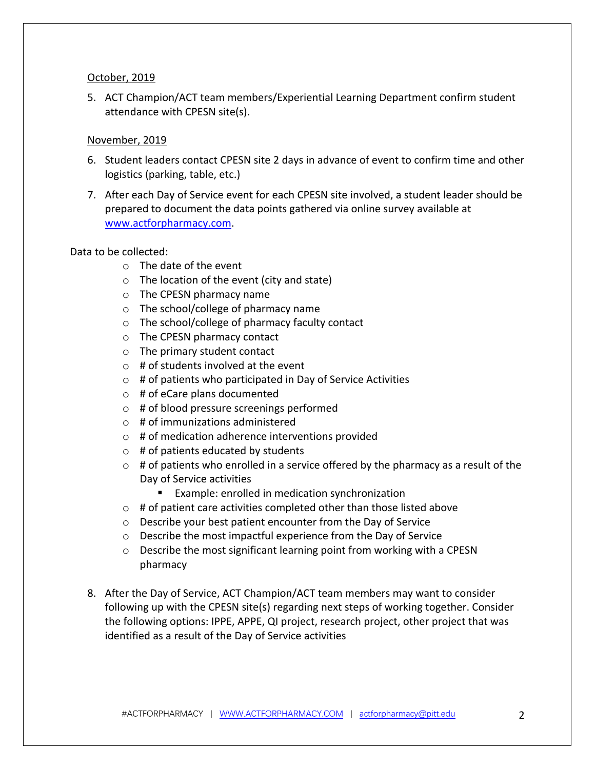October, 2019

5. ACT Champion/ACT team members/Experiential Learning Department confirm student attendance with CPESN site(s).

November, 2019

6. Student leaders contact CPESN site 2 days in advance of event to confirm time and other logistics (parking, table, etc.)
7. After each Day of Service event for each CPESN site involved, a student leader should be prepared to document the data points gathered via online survey available at [www.actforpharmacy.com](http://www.actforpharmacy.com).

Data to be collected:

- The date of the event
- The location of the event (city and state)
- The CPESN pharmacy name
- The school/college of pharmacy name
- The school/college of pharmacy faculty contact
- The CPESN pharmacy contact
- The primary student contact
- # of students involved at the event
- # of patients who participated in Day of Service Activities
- # of eCare plans documented
- # of blood pressure screenings performed
- # of immunizations administered
- # of medication adherence interventions provided
- # of patients educated by students
- # of patients who enrolled in a service offered by the pharmacy as a result of the Day of Service activities
  - Example: enrolled in medication synchronization
- # of patient care activities completed other than those listed above
- Describe your best patient encounter from the Day of Service
- Describe the most impactful experience from the Day of Service
- Describe the most significant learning point from working with a CPESN pharmacy

8. After the Day of Service, ACT Champion/ACT team members may want to consider following up with the CPESN site(s) regarding next steps of working together. Consider the following options: IPPE, APPE, QI project, research project, other project that was identified as a result of the Day of Service activities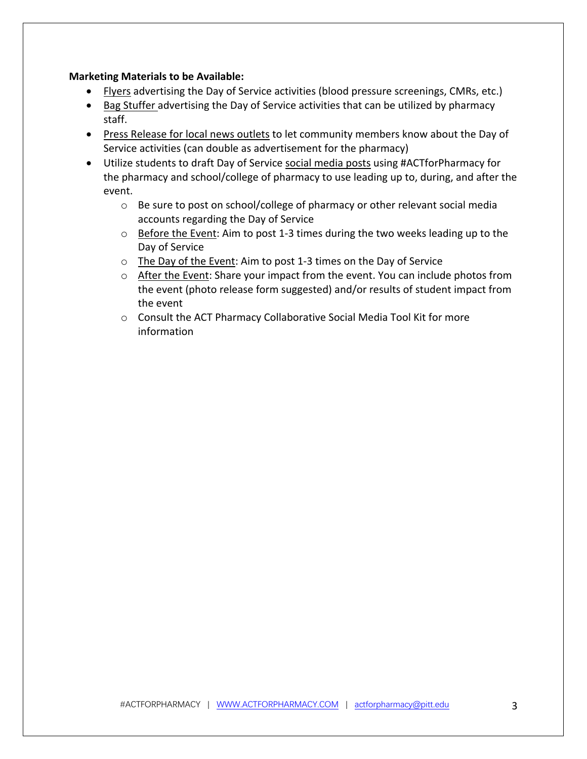**Marketing Materials to be Available:**

- Flyers advertising the Day of Service activities (blood pressure screenings, CMRs, etc.)
- Bag Stuffer advertising the Day of Service activities that can be utilized by pharmacy staff.
- Press Release for local news outlets to let community members know about the Day of Service activities (can double as advertisement for the pharmacy)
- Utilize students to draft Day of Service social media posts using #ACTforPharmacy for the pharmacy and school/college of pharmacy to use leading up to, during, and after the event.
    - Be sure to post on school/college of pharmacy or other relevant social media accounts regarding the Day of Service
    - Before the Event: Aim to post 1-3 times during the two weeks leading up to the Day of Service
    - The Day of the Event: Aim to post 1-3 times on the Day of Service
    - After the Event: Share your impact from the event. You can include photos from the event (photo release form suggested) and/or results of student impact from the event
    - Consult the ACT Pharmacy Collaborative Social Media Tool Kit for more information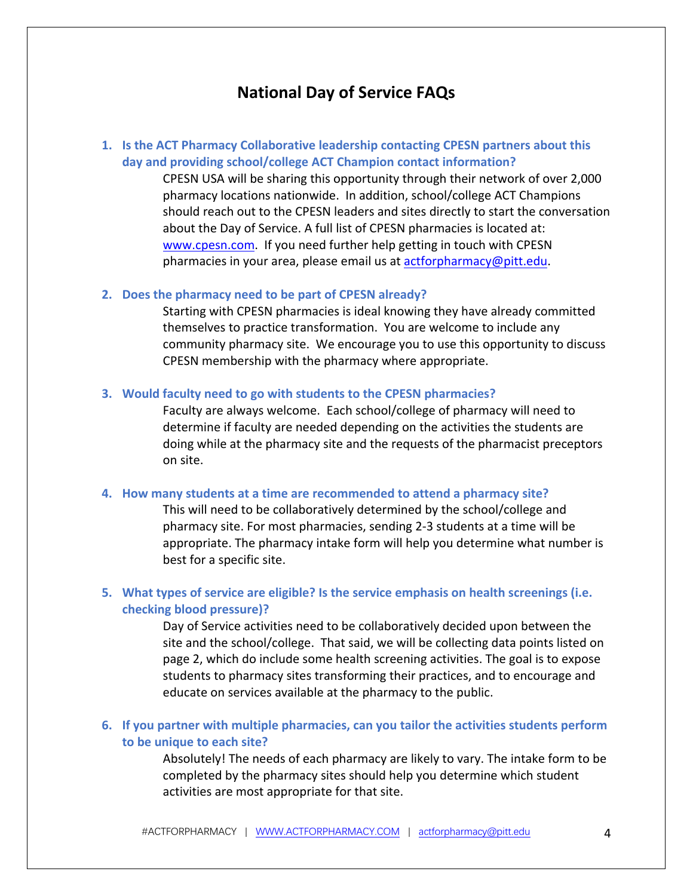# National Day of Service FAQs

1. **Is the ACT Pharmacy Collaborative leadership contacting CPESN partners about this day and providing school/college ACT Champion contact information?**

   CPESN USA will be sharing this opportunity through their network of over 2,000 pharmacy locations nationwide. In addition, school/college ACT Champions should reach out to the CPESN leaders and sites directly to start the conversation about the Day of Service. A full list of CPESN pharmacies is located at: [www.cpesn.com](http://www.cpesn.com). If you need further help getting in touch with CPESN pharmacies in your area, please email us at [actforpharmacy@pitt.edu](mailto:actforpharmacy@pitt.edu).

2. **Does the pharmacy need to be part of CPESN already?**

   Starting with CPESN pharmacies is ideal knowing they have already committed themselves to practice transformation. You are welcome to include any community pharmacy site. We encourage you to use this opportunity to discuss CPESN membership with the pharmacy where appropriate.

3. **Would faculty need to go with students to the CPESN pharmacies?**

   Faculty are always welcome. Each school/college of pharmacy will need to determine if faculty are needed depending on the activities the students are doing while at the pharmacy site and the requests of the pharmacist preceptors on site.

4. **How many students at a time are recommended to attend a pharmacy site?**

   This will need to be collaboratively determined by the school/college and pharmacy site. For most pharmacies, sending 2-3 students at a time will be appropriate. The pharmacy intake form will help you determine what number is best for a specific site.

5. **What types of service are eligible? Is the service emphasis on health screenings (i.e. checking blood pressure)?**

   Day of Service activities need to be collaboratively decided upon between the site and the school/college. That said, we will be collecting data points listed on page 2, which do include some health screening activities. The goal is to expose students to pharmacy sites transforming their practices, and to encourage and educate on services available at the pharmacy to the public.

6. **If you partner with multiple pharmacies, can you tailor the activities students perform to be unique to each site?**

   Absolutely! The needs of each pharmacy are likely to vary. The intake form to be completed by the pharmacy sites should help you determine which student activities are most appropriate for that site.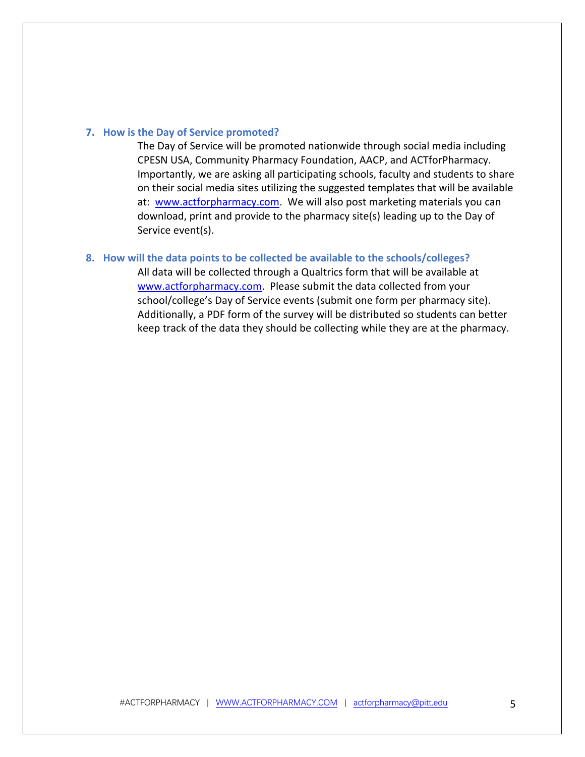### 7. How is the Day of Service promoted?

The Day of Service will be promoted nationwide through social media including CPESN USA, Community Pharmacy Foundation, AACP, and ACTforPharmacy. Importantly, we are asking all participating schools, faculty and students to share on their social media sites utilizing the suggested templates that will be available at: www.actforpharmacy.com. We will also post marketing materials you can download, print and provide to the pharmacy site(s) leading up to the Day of Service event(s).

### 8. How will the data points to be collected be available to the schools/colleges?

All data will be collected through a Qualtrics form that will be available at www.actforpharmacy.com. Please submit the data collected from your school/college's Day of Service events (submit one form per pharmacy site). Additionally, a PDF form of the survey will be distributed so students can better keep track of the data they should be collecting while they are at the pharmacy.